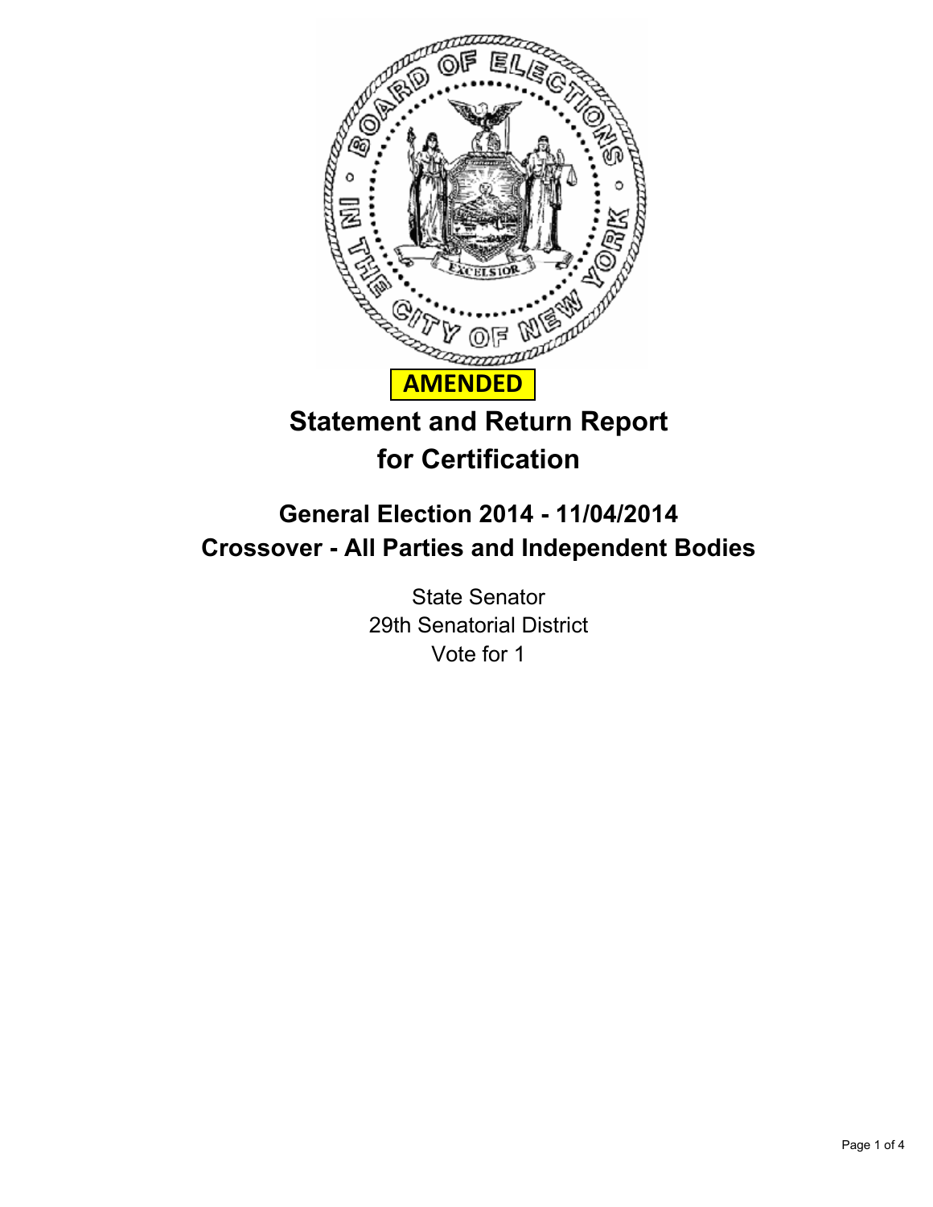AMENDED

# Statement and Return Report for Certification

## General Election 2014 - 11/04/2014
## Crossover - All Parties and Independent Bodies

State Senator
29th Senatorial District
Vote for 1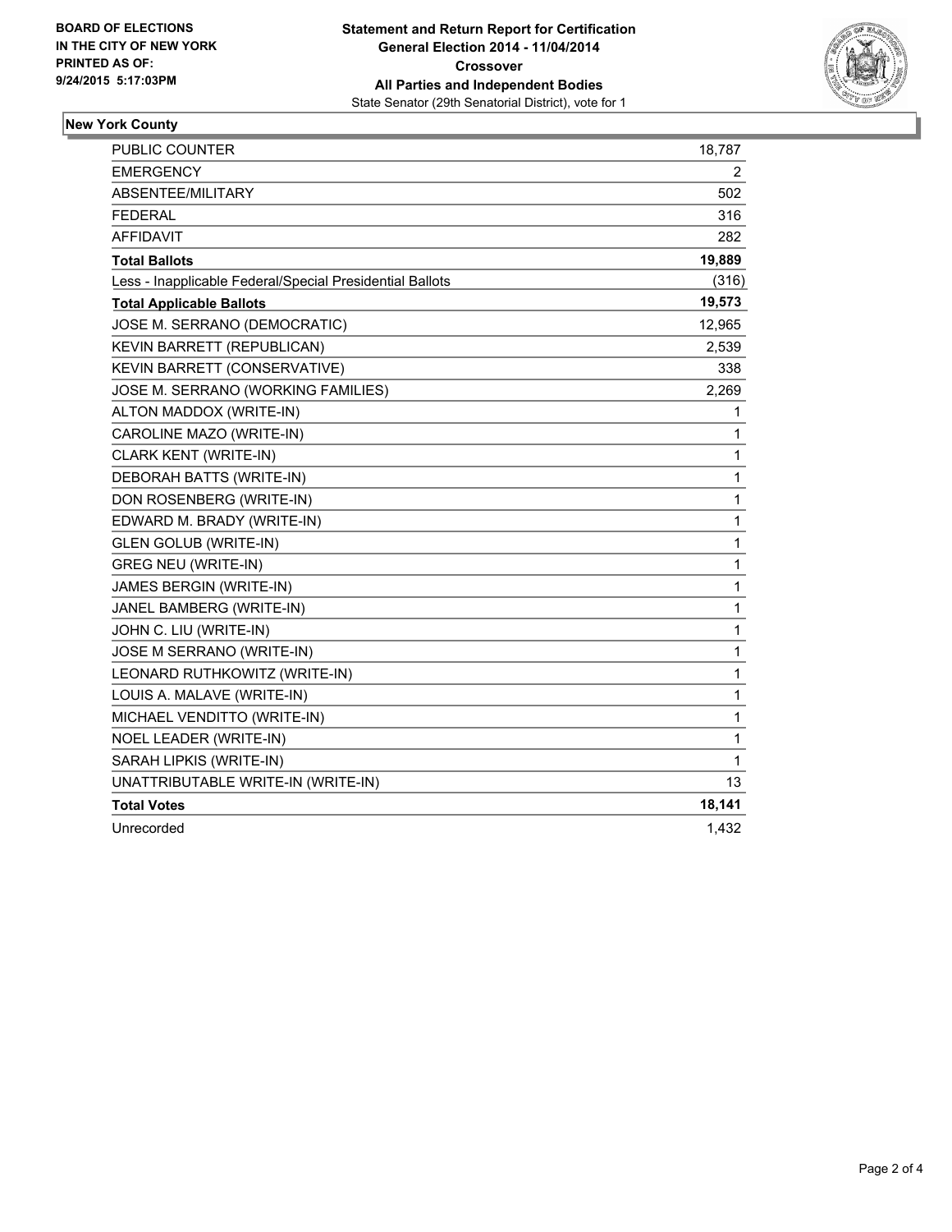**BOARD OF ELECTIONS**
**IN THE CITY OF NEW YORK**
**PRINTED AS OF:**
**9/24/2015 5:17:03PM**

**Statement and Return Report for Certification**
**General Election 2014 - 11/04/2014**
**Crossover**
**All Parties and Independent Bodies**
State Senator (29th Senatorial District), vote for 1

## New York County

| | |
|---|---|
| PUBLIC COUNTER | 18,787 |
| EMERGENCY | 2 |
| ABSENTEE/MILITARY | 502 |
| FEDERAL | 316 |
| AFFIDAVIT | 282 |
| **Total Ballots** | **19,889** |
| Less - Inapplicable Federal/Special Presidential Ballots | (316) |
| **Total Applicable Ballots** | **19,573** |
| JOSE M. SERRANO (DEMOCRATIC) | 12,965 |
| KEVIN BARRETT (REPUBLICAN) | 2,539 |
| KEVIN BARRETT (CONSERVATIVE) | 338 |
| JOSE M. SERRANO (WORKING FAMILIES) | 2,269 |
| ALTON MADDOX (WRITE-IN) | 1 |
| CAROLINE MAZO (WRITE-IN) | 1 |
| CLARK KENT (WRITE-IN) | 1 |
| DEBORAH BATTS (WRITE-IN) | 1 |
| DON ROSENBERG (WRITE-IN) | 1 |
| EDWARD M. BRADY (WRITE-IN) | 1 |
| GLEN GOLUB (WRITE-IN) | 1 |
| GREG NEU (WRITE-IN) | 1 |
| JAMES BERGIN (WRITE-IN) | 1 |
| JANEL BAMBERG (WRITE-IN) | 1 |
| JOHN C. LIU (WRITE-IN) | 1 |
| JOSE M SERRANO (WRITE-IN) | 1 |
| LEONARD RUTHKOWITZ (WRITE-IN) | 1 |
| LOUIS A. MALAVE (WRITE-IN) | 1 |
| MICHAEL VENDITTO (WRITE-IN) | 1 |
| NOEL LEADER (WRITE-IN) | 1 |
| SARAH LIPKIS (WRITE-IN) | 1 |
| UNATTRIBUTABLE WRITE-IN (WRITE-IN) | 13 |
| **Total Votes** | **18,141** |
| Unrecorded | 1,432 |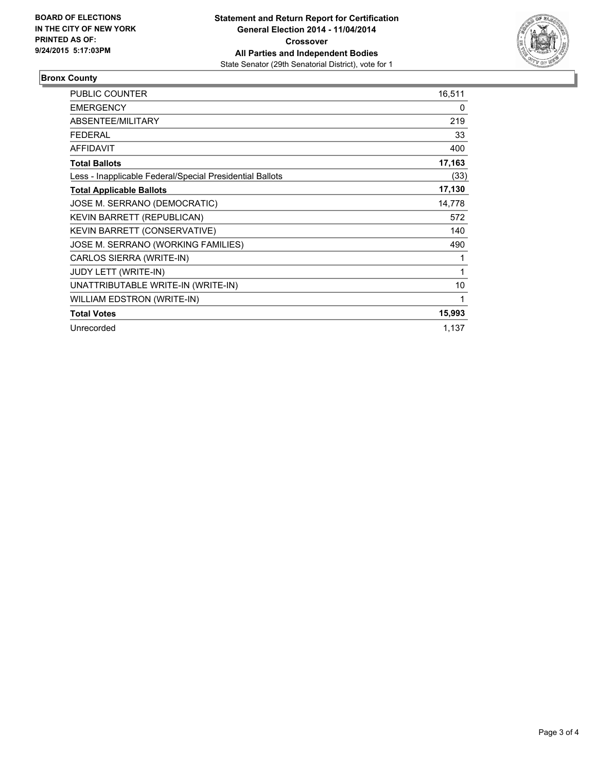**BOARD OF ELECTIONS IN THE CITY OF NEW YORK PRINTED AS OF: 9/24/2015 5:17:03PM**

**Statement and Return Report for Certification**
**General Election 2014 - 11/04/2014**
**Crossover**
**All Parties and Independent Bodies**
State Senator (29th Senatorial District), vote for 1

## Bronx County

| | |
|---|---|
| PUBLIC COUNTER | 16,511 |
| EMERGENCY | 0 |
| ABSENTEE/MILITARY | 219 |
| FEDERAL | 33 |
| AFFIDAVIT | 400 |
| **Total Ballots** | **17,163** |
| Less - Inapplicable Federal/Special Presidential Ballots | (33) |
| **Total Applicable Ballots** | **17,130** |
| JOSE M. SERRANO (DEMOCRATIC) | 14,778 |
| KEVIN BARRETT (REPUBLICAN) | 572 |
| KEVIN BARRETT (CONSERVATIVE) | 140 |
| JOSE M. SERRANO (WORKING FAMILIES) | 490 |
| CARLOS SIERRA (WRITE-IN) | 1 |
| JUDY LETT (WRITE-IN) | 1 |
| UNATTRIBUTABLE WRITE-IN (WRITE-IN) | 10 |
| WILLIAM EDSTRON (WRITE-IN) | 1 |
| **Total Votes** | **15,993** |
| Unrecorded | 1,137 |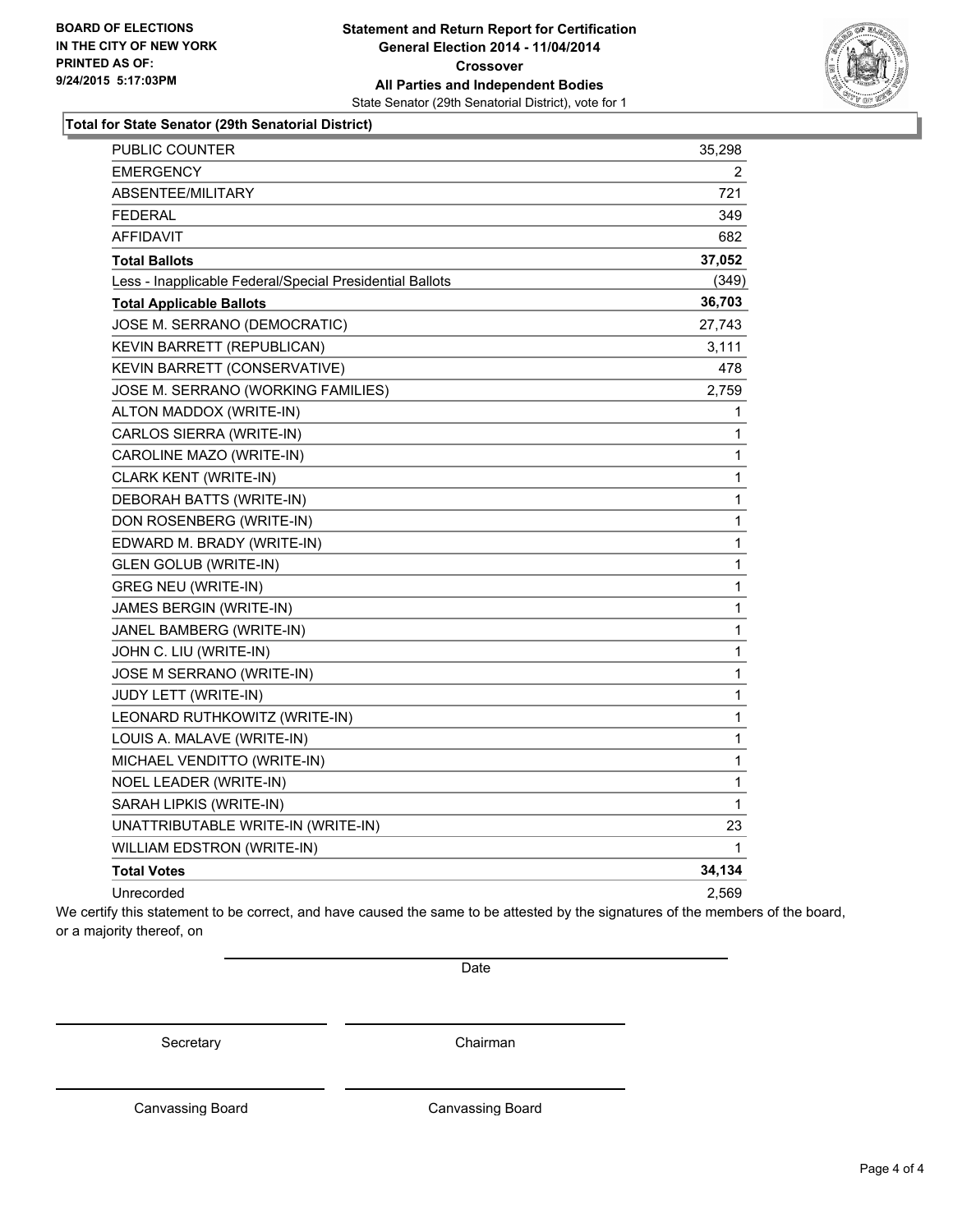**BOARD OF ELECTIONS IN THE CITY OF NEW YORK PRINTED AS OF: 9/24/2015 5:17:03PM**

**Statement and Return Report for Certification**
**General Election 2014 - 11/04/2014**
**Crossover**
**All Parties and Independent Bodies**
State Senator (29th Senatorial District), vote for 1

**Total for State Senator (29th Senatorial District)**

| | |
|---|---|
| PUBLIC COUNTER | 35,298 |
| EMERGENCY | 2 |
| ABSENTEE/MILITARY | 721 |
| FEDERAL | 349 |
| AFFIDAVIT | 682 |
| **Total Ballots** | **37,052** |
| Less - Inapplicable Federal/Special Presidential Ballots | (349) |
| **Total Applicable Ballots** | **36,703** |
| JOSE M. SERRANO (DEMOCRATIC) | 27,743 |
| KEVIN BARRETT (REPUBLICAN) | 3,111 |
| KEVIN BARRETT (CONSERVATIVE) | 478 |
| JOSE M. SERRANO (WORKING FAMILIES) | 2,759 |
| ALTON MADDOX (WRITE-IN) | 1 |
| CARLOS SIERRA (WRITE-IN) | 1 |
| CAROLINE MAZO (WRITE-IN) | 1 |
| CLARK KENT (WRITE-IN) | 1 |
| DEBORAH BATTS (WRITE-IN) | 1 |
| DON ROSENBERG (WRITE-IN) | 1 |
| EDWARD M. BRADY (WRITE-IN) | 1 |
| GLEN GOLUB (WRITE-IN) | 1 |
| GREG NEU (WRITE-IN) | 1 |
| JAMES BERGIN (WRITE-IN) | 1 |
| JANEL BAMBERG (WRITE-IN) | 1 |
| JOHN C. LIU (WRITE-IN) | 1 |
| JOSE M SERRANO (WRITE-IN) | 1 |
| JUDY LETT (WRITE-IN) | 1 |
| LEONARD RUTHKOWITZ (WRITE-IN) | 1 |
| LOUIS A. MALAVE (WRITE-IN) | 1 |
| MICHAEL VENDITTO (WRITE-IN) | 1 |
| NOEL LEADER (WRITE-IN) | 1 |
| SARAH LIPKIS (WRITE-IN) | 1 |
| UNATTRIBUTABLE WRITE-IN (WRITE-IN) | 23 |
| WILLIAM EDSTRON (WRITE-IN) | 1 |
| **Total Votes** | **34,134** |
| Unrecorded | 2,569 |

We certify this statement to be correct, and have caused the same to be attested by the signatures of the members of the board, or a majority thereof, on

Date

Secretary

Chairman

Canvassing Board

Canvassing Board